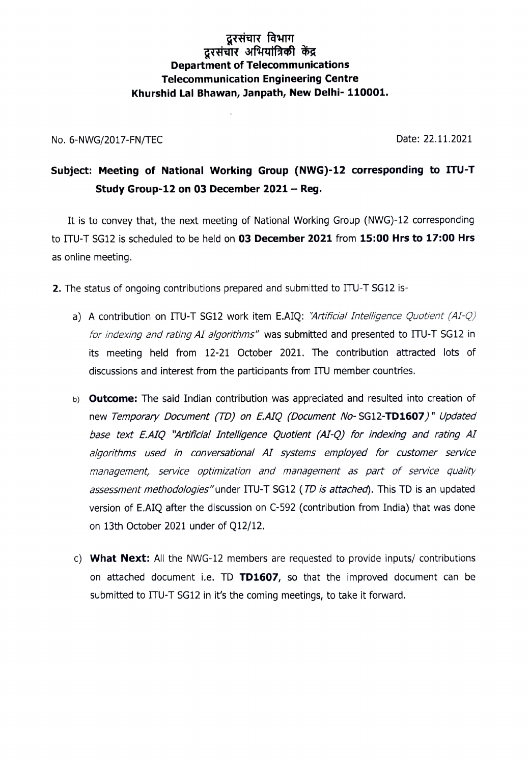**दूरसंचार विभाग**
**दूरसंचार अभियांत्रिकी केंद्र**
**Department of Telecommunications**
**Telecommunication Engineering Centre**
**Khurshid Lal Bhawan, Janpath, New Delhi- 110001.**

No. 6-NWG/2017-FN/TEC

Date: 22.11.2021

**Subject: Meeting of National Working Group (NWG)-12 corresponding to ITU-T Study Group-12 on 03 December 2021 – Reg.**

It is to convey that, the next meeting of National Working Group (NWG)-12 corresponding to ITU-T SG12 is scheduled to be held on **03 December 2021** from **15:00 Hrs to 17:00 Hrs** as online meeting.

**2.** The status of ongoing contributions prepared and submitted to ITU-T SG12 is-

a) A contribution on ITU-T SG12 work item E.AIQ: *"Artificial Intelligence Quotient (AI-Q) for indexing and rating AI algorithms"* was submitted and presented to ITU-T SG12 in its meeting held from 12-21 October 2021. The contribution attracted lots of discussions and interest from the participants from ITU member countries.

b) **Outcome:** The said Indian contribution was appreciated and resulted into creation of new *Temporary Document (TD) on E.AIQ (Document No-* SG12-**TD1607***)" Updated base text E.AIQ "Artificial Intelligence Quotient (AI-Q) for indexing and rating AI algorithms used in conversational AI systems employed for customer service management, service optimization and management as part of service quality assessment methodologies"* under ITU-T SG12 (*TD is attached*). This TD is an updated version of E.AIQ after the discussion on C-592 (contribution from India) that was done on 13th October 2021 under of Q12/12.

c) **What Next:** All the NWG-12 members are requested to provide inputs/ contributions on attached document i.e. TD **TD1607**, so that the improved document can be submitted to ITU-T SG12 in it's the coming meetings, to take it forward.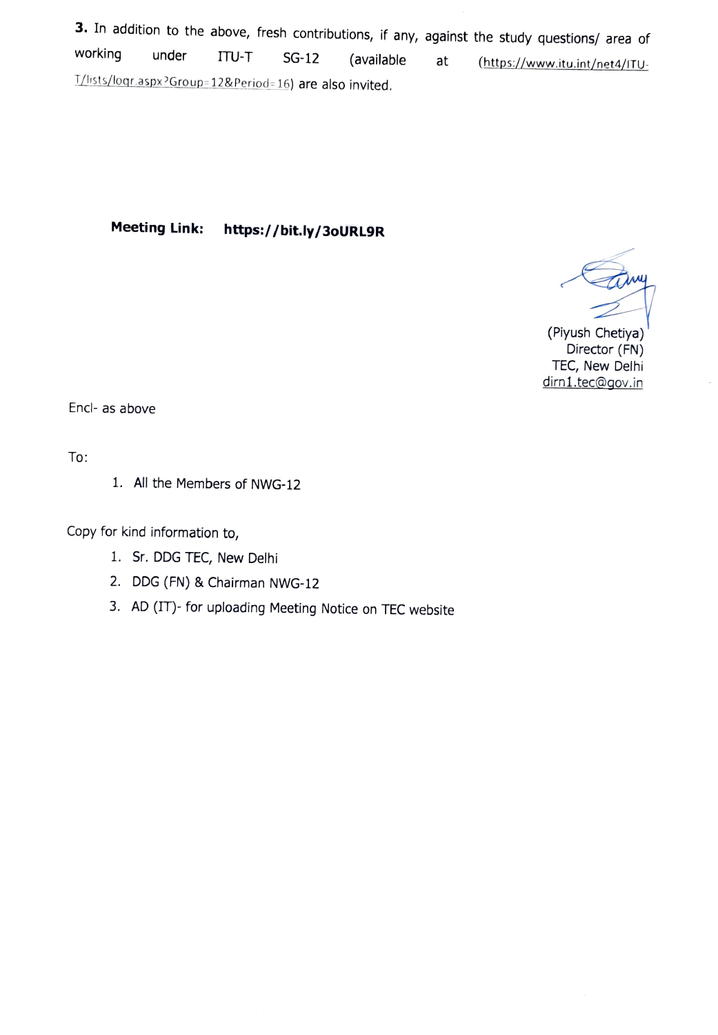**3.** In addition to the above, fresh contributions, if any, against the study questions/ area of working under ITU-T SG-12 (available at (https://www.itu.int/net4/ITU-T/lists/loqr.aspx?Group=12&Period=16) are also invited.

**Meeting Link: https://bit.ly/3oURL9R**

(Piyush Chetiya)
Director (FN)
TEC, New Delhi
dirn1.tec@gov.in

Encl- as above

To:

1. All the Members of NWG-12

Copy for kind information to,

1. Sr. DDG TEC, New Delhi
2. DDG (FN) & Chairman NWG-12
3. AD (IT)- for uploading Meeting Notice on TEC website